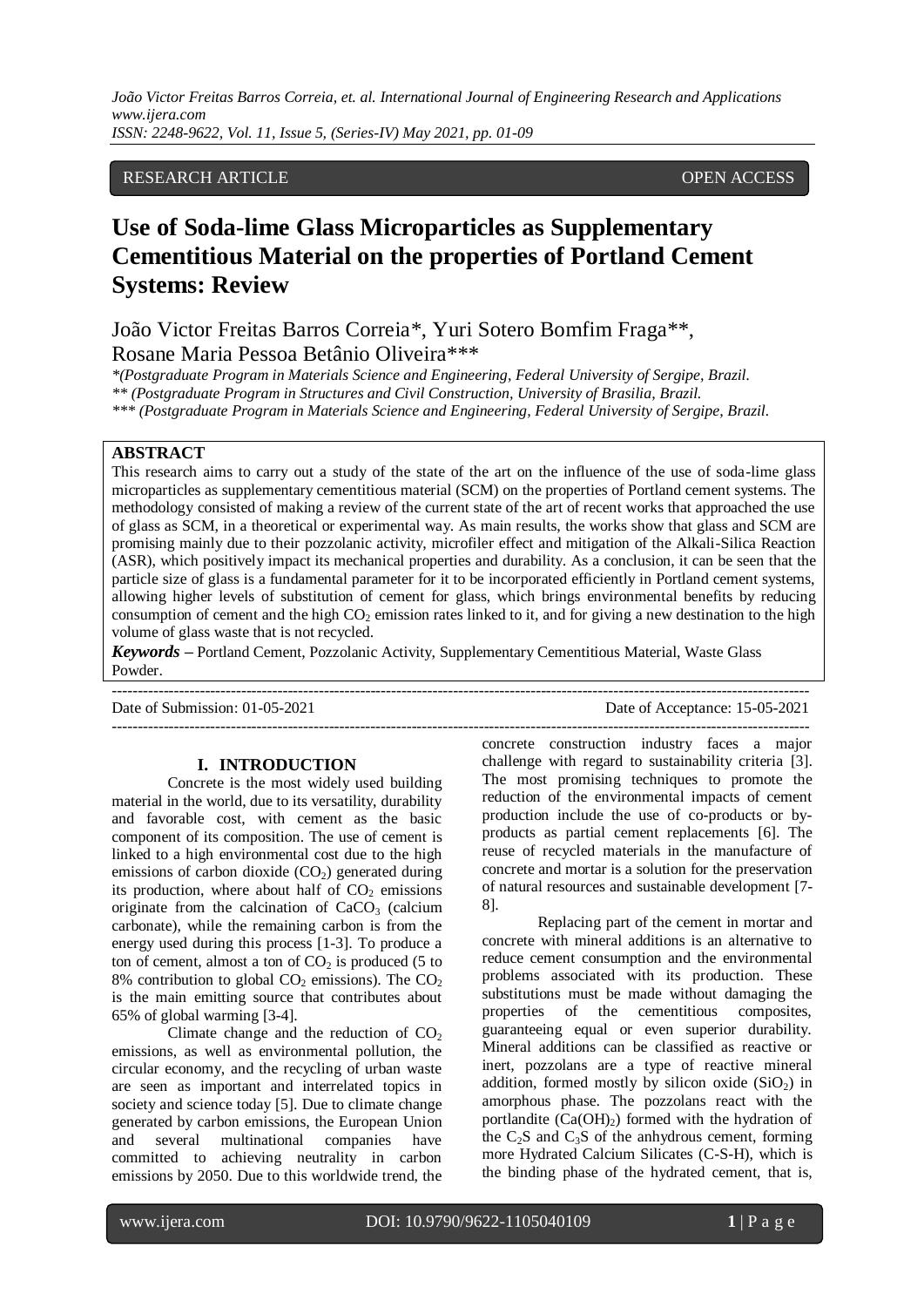RESEARCH ARTICLE OPEN ACCESS

# Use of Soda-lime Glass Microparticles as Supplementary Cementitious Material on the properties of Portland Cement Systems: Review

João Victor Freitas Barros Correia*, Yuri Sotero Bomfim Fraga**, Rosane Maria Pessoa Betânio Oliveira***

*\*(Postgraduate Program in Materials Science and Engineering, Federal University of Sergipe, Brazil.*
*\*\* (Postgraduate Program in Structures and Civil Construction, University of Brasilia, Brazil.*
*\*\*\* (Postgraduate Program in Materials Science and Engineering, Federal University of Sergipe, Brazil.*

## ABSTRACT

This research aims to carry out a study of the state of the art on the influence of the use of soda-lime glass microparticles as supplementary cementitious material (SCM) on the properties of Portland cement systems. The methodology consisted of making a review of the current state of the art of recent works that approached the use of glass as SCM, in a theoretical or experimental way. As main results, the works show that glass and SCM are promising mainly due to their pozzolanic activity, microfiler effect and mitigation of the Alkali-Silica Reaction (ASR), which positively impact its mechanical properties and durability. As a conclusion, it can be seen that the particle size of glass is a fundamental parameter for it to be incorporated efficiently in Portland cement systems, allowing higher levels of substitution of cement for glass, which brings environmental benefits by reducing consumption of cement and the high $CO_2$ emission rates linked to it, and for giving a new destination to the high volume of glass waste that is not recycled.

***Keywords*** **–** Portland Cement, Pozzolanic Activity, Supplementary Cementitious Material, Waste Glass Powder.

---

Date of Submission: 01-05-2021 Date of Acceptance: 15-05-2021

---

## I. INTRODUCTION

Concrete is the most widely used building material in the world, due to its versatility, durability and favorable cost, with cement as the basic component of its composition. The use of cement is linked to a high environmental cost due to the high emissions of carbon dioxide ($CO_2$) generated during its production, where about half of $CO_2$ emissions originate from the calcination of $CaCO_3$ (calcium carbonate), while the remaining carbon is from the energy used during this process [1-3]. To produce a ton of cement, almost a ton of $CO_2$ is produced (5 to 8% contribution to global $CO_2$ emissions). The $CO_2$ is the main emitting source that contributes about 65% of global warming [3-4].

Climate change and the reduction of $CO_2$ emissions, as well as environmental pollution, the circular economy, and the recycling of urban waste are seen as important and interrelated topics in society and science today [5]. Due to climate change generated by carbon emissions, the European Union and several multinational companies have committed to achieving neutrality in carbon emissions by 2050. Due to this worldwide trend, the concrete construction industry faces a major challenge with regard to sustainability criteria [3]. The most promising techniques to promote the reduction of the environmental impacts of cement production include the use of co-products or by-products as partial cement replacements [6]. The reuse of recycled materials in the manufacture of concrete and mortar is a solution for the preservation of natural resources and sustainable development [7-8].

Replacing part of the cement in mortar and concrete with mineral additions is an alternative to reduce cement consumption and the environmental problems associated with its production. These substitutions must be made without damaging the properties of the cementitious composites, guaranteeing equal or even superior durability. Mineral additions can be classified as reactive or inert, pozzolans are a type of reactive mineral addition, formed mostly by silicon oxide ($SiO_2$) in amorphous phase. The pozzolans react with the portlandite ($Ca(OH)_2$) formed with the hydration of the $C_2S$ and $C_3S$ of the anhydrous cement, forming more Hydrated Calcium Silicates (C-S-H), which is the binding phase of the hydrated cement, that is,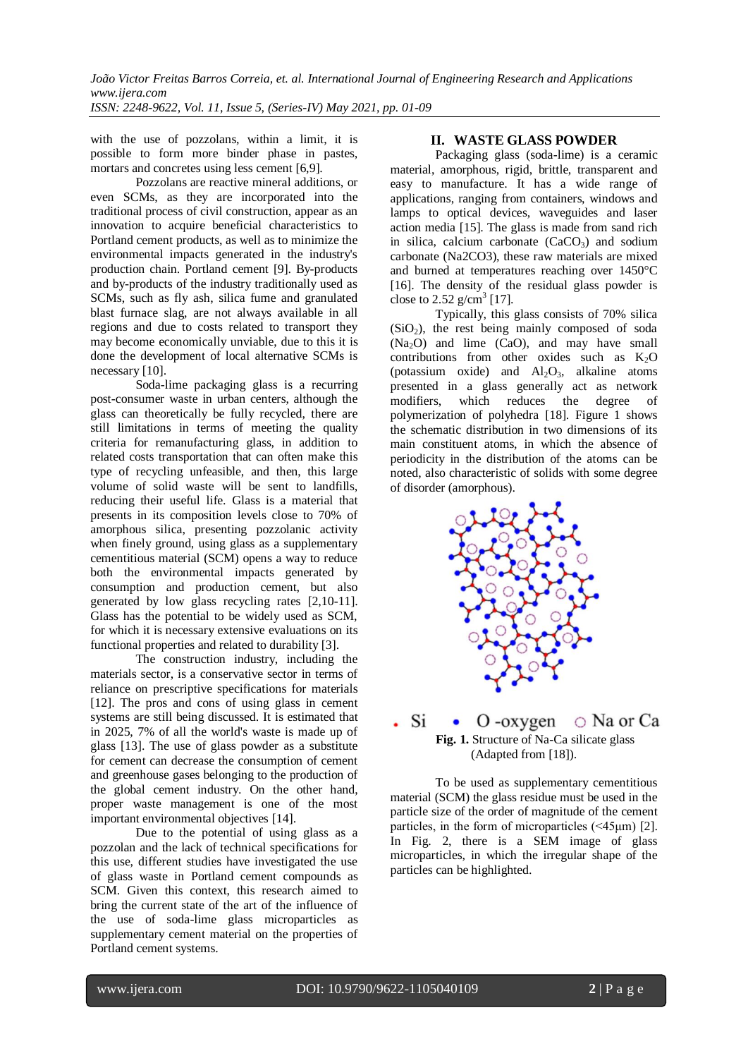with the use of pozzolans, within a limit, it is possible to form more binder phase in pastes, mortars and concretes using less cement [6,9].

Pozzolans are reactive mineral additions, or even SCMs, as they are incorporated into the traditional process of civil construction, appear as an innovation to acquire beneficial characteristics to Portland cement products, as well as to minimize the environmental impacts generated in the industry's production chain. Portland cement [9]. By-products and by-products of the industry traditionally used as SCMs, such as fly ash, silica fume and granulated blast furnace slag, are not always available in all regions and due to costs related to transport they may become economically unviable, due to this it is done the development of local alternative SCMs is necessary [10].

Soda-lime packaging glass is a recurring post-consumer waste in urban centers, although the glass can theoretically be fully recycled, there are still limitations in terms of meeting the quality criteria for remanufacturing glass, in addition to related costs transportation that can often make this type of recycling unfeasible, and then, this large volume of solid waste will be sent to landfills, reducing their useful life. Glass is a material that presents in its composition levels close to 70% of amorphous silica, presenting pozzolanic activity when finely ground, using glass as a supplementary cementitious material (SCM) opens a way to reduce both the environmental impacts generated by consumption and production cement, but also generated by low glass recycling rates [2,10-11]. Glass has the potential to be widely used as SCM, for which it is necessary extensive evaluations on its functional properties and related to durability [3].

The construction industry, including the materials sector, is a conservative sector in terms of reliance on prescriptive specifications for materials [12]. The pros and cons of using glass in cement systems are still being discussed. It is estimated that in 2025, 7% of all the world's waste is made up of glass [13]. The use of glass powder as a substitute for cement can decrease the consumption of cement and greenhouse gases belonging to the production of the global cement industry. On the other hand, proper waste management is one of the most important environmental objectives [14].

Due to the potential of using glass as a pozzolan and the lack of technical specifications for this use, different studies have investigated the use of glass waste in Portland cement compounds as SCM. Given this context, this research aimed to bring the current state of the art of the influence of the use of soda-lime glass microparticles as supplementary cement material on the properties of Portland cement systems.

## II. WASTE GLASS POWDER

Packaging glass (soda-lime) is a ceramic material, amorphous, rigid, brittle, transparent and easy to manufacture. It has a wide range of applications, ranging from containers, windows and lamps to optical devices, waveguides and laser action media [15]. The glass is made from sand rich in silica, calcium carbonate ($CaCO_3$) and sodium carbonate (Na2CO3), these raw materials are mixed and burned at temperatures reaching over 1450°C [16]. The density of the residual glass powder is close to 2.52 g/cm$^3$ [17].

Typically, this glass consists of 70% silica ($SiO_2$), the rest being mainly composed of soda ($Na_2O$) and lime ($CaO$), and may have small contributions from other oxides such as $K_2O$ (potassium oxide) and $Al_2O_3$, alkaline atoms presented in a glass generally act as network modifiers, which reduces the degree of polymerization of polyhedra [18]. Figure 1 shows the schematic distribution in two dimensions of its main constituent atoms, in which the absence of periodicity in the distribution of the atoms can be noted, also characteristic of solids with some degree of disorder (amorphous).

**Fig. 1.** Structure of Na-Ca silicate glass (Adapted from [18]).

To be used as supplementary cementitious material (SCM) the glass residue must be used in the particle size of the order of magnitude of the cement particles, in the form of microparticles (<45μm) [2]. In Fig. 2, there is a SEM image of glass microparticles, in which the irregular shape of the particles can be highlighted.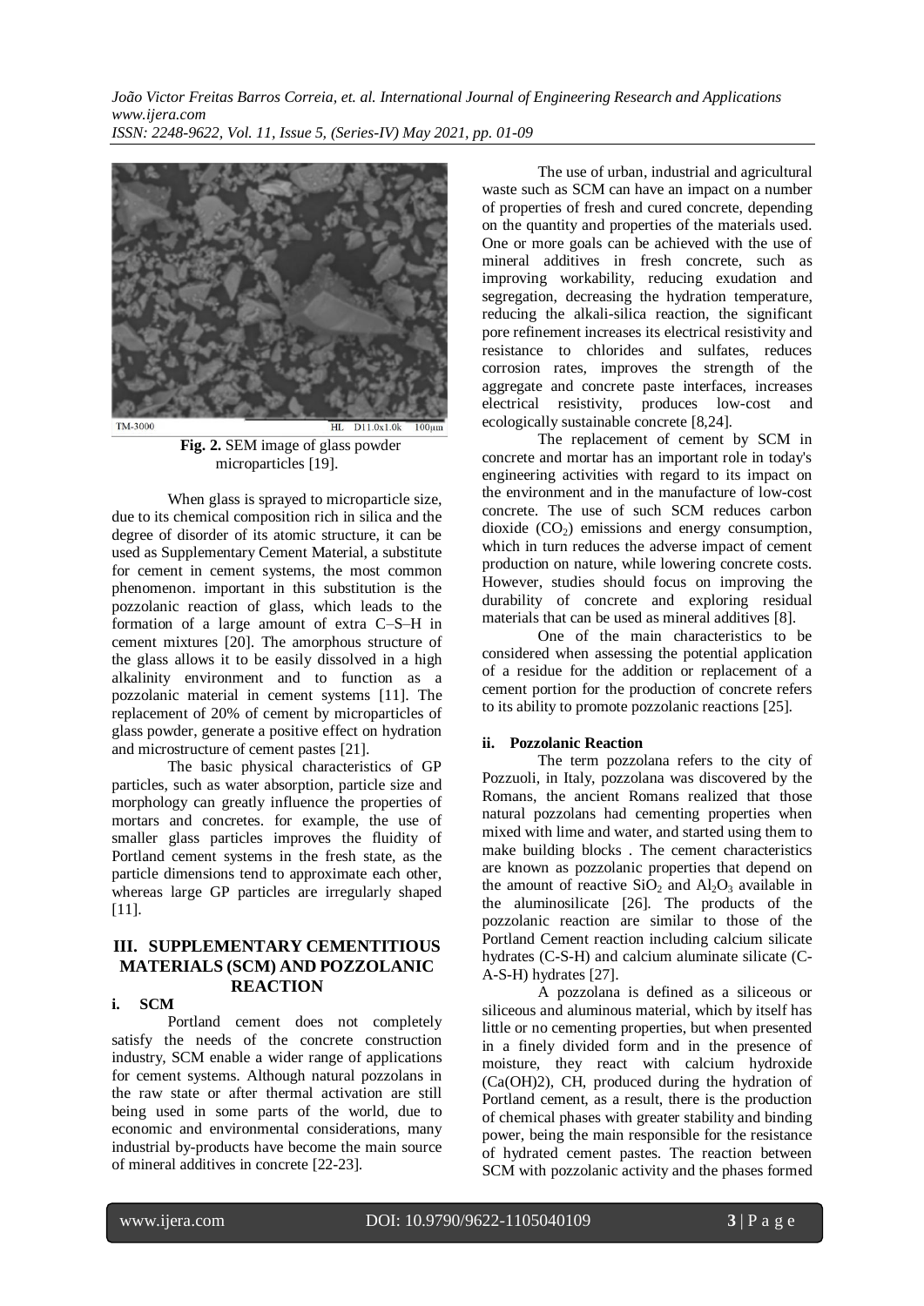**Fig. 2.** SEM image of glass powder microparticles [19].

When glass is sprayed to microparticle size, due to its chemical composition rich in silica and the degree of disorder of its atomic structure, it can be used as Supplementary Cement Material, a substitute for cement in cement systems, the most common phenomenon. important in this substitution is the pozzolanic reaction of glass, which leads to the formation of a large amount of extra C–S–H in cement mixtures [20]. The amorphous structure of the glass allows it to be easily dissolved in a high alkalinity environment and to function as a pozzolanic material in cement systems [11]. The replacement of 20% of cement by microparticles of glass powder, generate a positive effect on hydration and microstructure of cement pastes [21].

The basic physical characteristics of GP particles, such as water absorption, particle size and morphology can greatly influence the properties of mortars and concretes. for example, the use of smaller glass particles improves the fluidity of Portland cement systems in the fresh state, as the particle dimensions tend to approximate each other, whereas large GP particles are irregularly shaped [11].

## III. SUPPLEMENTARY CEMENTITIOUS MATERIALS (SCM) AND POZZOLANIC REACTION

### i. SCM

Portland cement does not completely satisfy the needs of the concrete construction industry, SCM enable a wider range of applications for cement systems. Although natural pozzolans in the raw state or after thermal activation are still being used in some parts of the world, due to economic and environmental considerations, many industrial by-products have become the main source of mineral additives in concrete [22-23].

The use of urban, industrial and agricultural waste such as SCM can have an impact on a number of properties of fresh and cured concrete, depending on the quantity and properties of the materials used. One or more goals can be achieved with the use of mineral additives in fresh concrete, such as improving workability, reducing exudation and segregation, decreasing the hydration temperature, reducing the alkali-silica reaction, the significant pore refinement increases its electrical resistivity and resistance to chlorides and sulfates, reduces corrosion rates, improves the strength of the aggregate and concrete paste interfaces, increases electrical resistivity, produces low-cost and ecologically sustainable concrete [8,24].

The replacement of cement by SCM in concrete and mortar has an important role in today's engineering activities with regard to its impact on the environment and in the manufacture of low-cost concrete. The use of such SCM reduces carbon dioxide ($CO_2$) emissions and energy consumption, which in turn reduces the adverse impact of cement production on nature, while lowering concrete costs. However, studies should focus on improving the durability of concrete and exploring residual materials that can be used as mineral additives [8].

One of the main characteristics to be considered when assessing the potential application of a residue for the addition or replacement of a cement portion for the production of concrete refers to its ability to promote pozzolanic reactions [25].

### ii. Pozzolanic Reaction

The term pozzolana refers to the city of Pozzuoli, in Italy, pozzolana was discovered by the Romans, the ancient Romans realized that those natural pozzolans had cementing properties when mixed with lime and water, and started using them to make building blocks . The cement characteristics are known as pozzolanic properties that depend on the amount of reactive $SiO_2$ and $Al_2O_3$ available in the aluminosilicate [26]. The products of the pozzolanic reaction are similar to those of the Portland Cement reaction including calcium silicate hydrates (C-S-H) and calcium aluminate silicate (C-A-S-H) hydrates [27].

A pozzolana is defined as a siliceous or siliceous and aluminous material, which by itself has little or no cementing properties, but when presented in a finely divided form and in the presence of moisture, they react with calcium hydroxide ($Ca(OH)2$), CH, produced during the hydration of Portland cement, as a result, there is the production of chemical phases with greater stability and binding power, being the main responsible for the resistance of hydrated cement pastes. The reaction between SCM with pozzolanic activity and the phases formed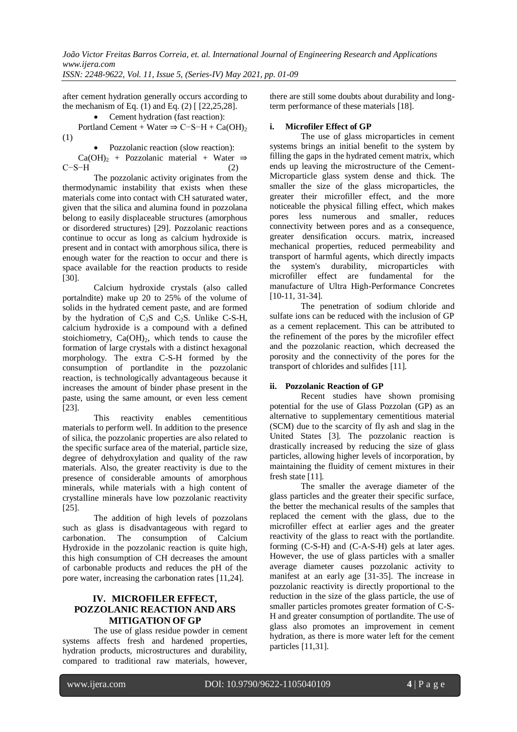after cement hydration generally occurs according to the mechanism of Eq. (1) and Eq. (2) [ [22,25,28].

- Cement hydration (fast reaction):

Portland Cement + Water ⇒ C−S−H + $Ca(OH)_2$ (1)

- Pozzolanic reaction (slow reaction):

$Ca(OH)_2$ + Pozzolanic material + Water ⇒ C−S−H (2)

The pozzolanic activity originates from the thermodynamic instability that exists when these materials come into contact with CH saturated water, given that the silica and alumina found in pozzolana belong to easily displaceable structures (amorphous or disordered structures) [29]. Pozzolanic reactions continue to occur as long as calcium hydroxide is present and in contact with amorphous silica, there is enough water for the reaction to occur and there is space available for the reaction products to reside [30].

Calcium hydroxide crystals (also called portalndite) make up 20 to 25% of the volume of solids in the hydrated cement paste, and are formed by the hydration of $C_3S$ and $C_2S$. Unlike C-S-H, calcium hydroxide is a compound with a defined stoichiometry, $Ca(OH)_2$, which tends to cause the formation of large crystals with a distinct hexagonal morphology. The extra C-S-H formed by the consumption of portlandite in the pozzolanic reaction, is technologically advantageous because it increases the amount of binder phase present in the paste, using the same amount, or even less cement [23].

This reactivity enables cementitious materials to perform well. In addition to the presence of silica, the pozzolanic properties are also related to the specific surface area of the material, particle size, degree of dehydroxylation and quality of the raw materials. Also, the greater reactivity is due to the presence of considerable amounts of amorphous minerals, while materials with a high content of crystalline minerals have low pozzolanic reactivity [25].

The addition of high levels of pozzolans such as glass is disadvantageous with regard to carbonation. The consumption of Calcium Hydroxide in the pozzolanic reaction is quite high, this high consumption of CH decreases the amount of carbonable products and reduces the pH of the pore water, increasing the carbonation rates [11,24].

## IV. MICROFILER EFFECT, POZZOLANIC REACTION AND ARS MITIGATION OF GP

The use of glass residue powder in cement systems affects fresh and hardened properties, hydration products, microstructures and durability, compared to traditional raw materials, however, there are still some doubts about durability and long-term performance of these materials [18].

### i. Microfiler Effect of GP

The use of glass microparticles in cement systems brings an initial benefit to the system by filling the gaps in the hydrated cement matrix, which ends up leaving the microstructure of the Cement-Microparticle glass system dense and thick. The smaller the size of the glass microparticles, the greater their microfiller effect, and the more noticeable the physical filling effect, which makes pores less numerous and smaller, reduces connectivity between pores and as a consequence, greater densification occurs. matrix, increased mechanical properties, reduced permeability and transport of harmful agents, which directly impacts the system's durability, microparticles with microfiller effect are fundamental for the manufacture of Ultra High-Performance Concretes [10-11, 31-34].

The penetration of sodium chloride and sulfate ions can be reduced with the inclusion of GP as a cement replacement. This can be attributed to the refinement of the pores by the microfiler effect and the pozzolanic reaction, which decreased the porosity and the connectivity of the pores for the transport of chlorides and sulfides [11].

### ii. Pozzolanic Reaction of GP

Recent studies have shown promising potential for the use of Glass Pozzolan (GP) as an alternative to supplementary cementitious material (SCM) due to the scarcity of fly ash and slag in the United States [3]. The pozzolanic reaction is drastically increased by reducing the size of glass particles, allowing higher levels of incorporation, by maintaining the fluidity of cement mixtures in their fresh state [11].

The smaller the average diameter of the glass particles and the greater their specific surface, the better the mechanical results of the samples that replaced the cement with the glass, due to the microfiller effect at earlier ages and the greater reactivity of the glass to react with the portlandite. forming (C-S-H) and (C-A-S-H) gels at later ages. However, the use of glass particles with a smaller average diameter causes pozzolanic activity to manifest at an early age [31-35]. The increase in pozzolanic reactivity is directly proportional to the reduction in the size of the glass particle, the use of smaller particles promotes greater formation of C-S-H and greater consumption of portlandite. The use of glass also promotes an improvement in cement hydration, as there is more water left for the cement particles [11,31].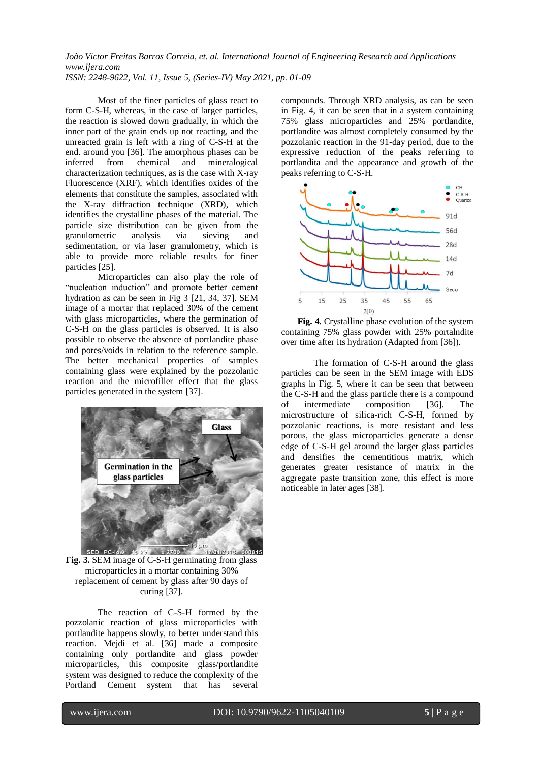Most of the finer particles of glass react to form C-S-H, whereas, in the case of larger particles, the reaction is slowed down gradually, in which the inner part of the grain ends up not reacting, and the unreacted grain is left with a ring of C-S-H at the end. around you [36]. The amorphous phases can be inferred from chemical and mineralogical characterization techniques, as is the case with X-ray Fluorescence (XRF), which identifies oxides of the elements that constitute the samples, associated with the X-ray diffraction technique (XRD), which identifies the crystalline phases of the material. The particle size distribution can be given from the granulometric analysis via sieving and sedimentation, or via laser granulometry, which is able to provide more reliable results for finer particles [25].

Microparticles can also play the role of "nucleation induction" and promote better cement hydration as can be seen in Fig 3 [21, 34, 37]. SEM image of a mortar that replaced 30% of the cement with glass microparticles, where the germination of C-S-H on the glass particles is observed. It is also possible to observe the absence of portlandite phase and pores/voids in relation to the reference sample. The better mechanical properties of samples containing glass were explained by the pozzolanic reaction and the microfiller effect that the glass particles generated in the system [37].

**Fig. 3.** SEM image of C-S-H germinating from glass microparticles in a mortar containing 30% replacement of cement by glass after 90 days of curing [37].

The reaction of C-S-H formed by the pozzolanic reaction of glass microparticles with portlandite happens slowly, to better understand this reaction. Mejdi et al. [36] made a composite containing only portlandite and glass powder microparticles, this composite glass/portlandite system was designed to reduce the complexity of the Portland Cement system that has several compounds. Through XRD analysis, as can be seen in Fig. 4, it can be seen that in a system containing 75% glass microparticles and 25% portlandite, portlandite was almost completely consumed by the pozzolanic reaction in the 91-day period, due to the expressive reduction of the peaks referring to portlandita and the appearance and growth of the peaks referring to C-S-H.

**Fig. 4.** Crystalline phase evolution of the system containing 75% glass powder with 25% portalndite over time after its hydration (Adapted from [36]).

The formation of C-S-H around the glass particles can be seen in the SEM image with EDS graphs in Fig. 5, where it can be seen that between the C-S-H and the glass particle there is a compound of intermediate composition [36]. The microstructure of silica-rich C-S-H, formed by pozzolanic reactions, is more resistant and less porous, the glass microparticles generate a dense edge of C-S-H gel around the larger glass particles and densifies the cementitious matrix, which generates greater resistance of matrix in the aggregate paste transition zone, this effect is more noticeable in later ages [38].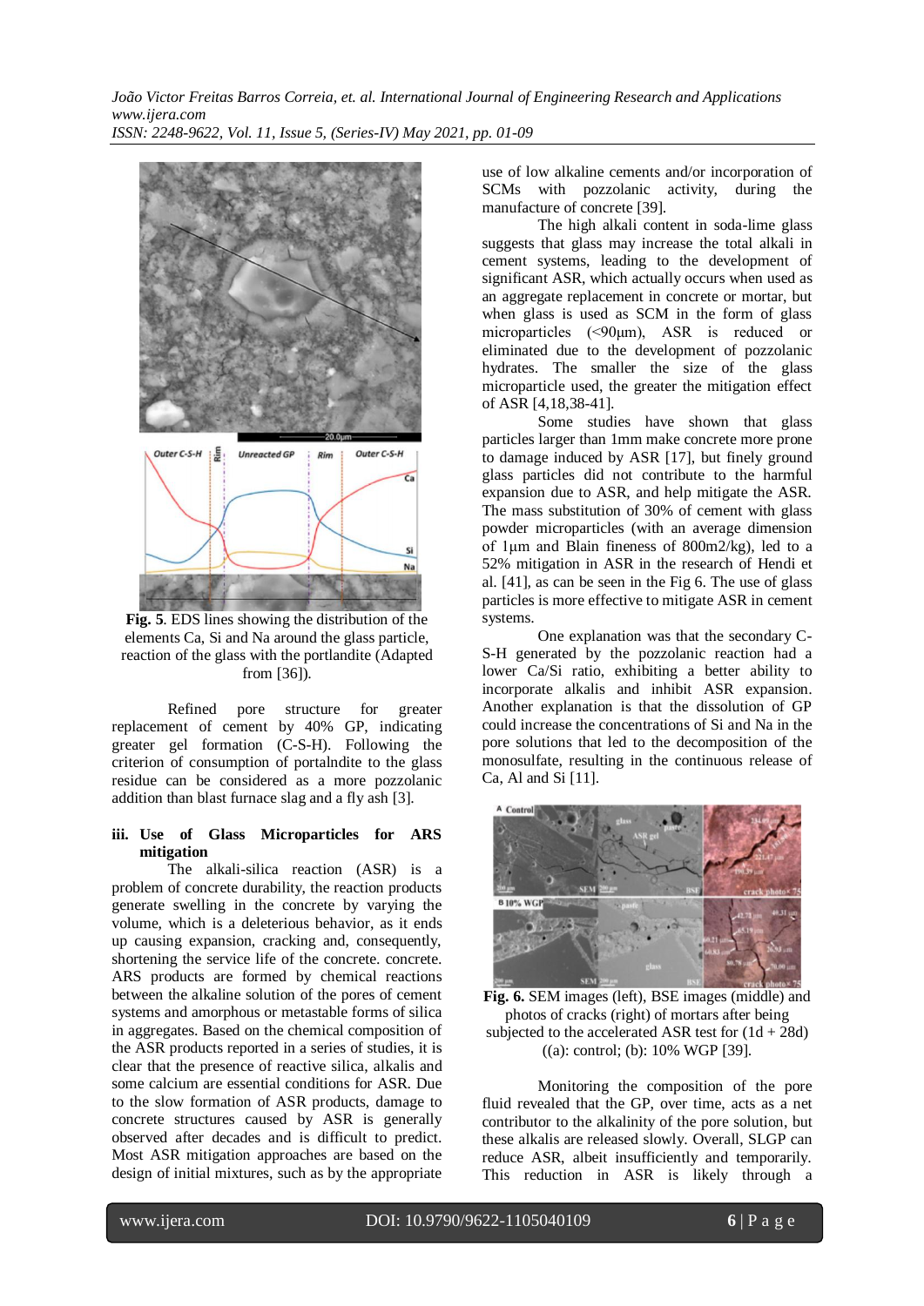**Fig. 5**. EDS lines showing the distribution of the elements Ca, Si and Na around the glass particle, reaction of the glass with the portlandite (Adapted from [36]).

Refined pore structure for greater replacement of cement by 40% GP, indicating greater gel formation (C-S-H). Following the criterion of consumption of portalndite to the glass residue can be considered as a more pozzolanic addition than blast furnace slag and a fly ash [3].

### iii. Use of Glass Microparticles for ARS mitigation

The alkali-silica reaction (ASR) is a problem of concrete durability, the reaction products generate swelling in the concrete by varying the volume, which is a deleterious behavior, as it ends up causing expansion, cracking and, consequently, shortening the service life of the concrete. concrete. ARS products are formed by chemical reactions between the alkaline solution of the pores of cement systems and amorphous or metastable forms of silica in aggregates. Based on the chemical composition of the ASR products reported in a series of studies, it is clear that the presence of reactive silica, alkalis and some calcium are essential conditions for ASR. Due to the slow formation of ASR products, damage to concrete structures caused by ASR is generally observed after decades and is difficult to predict. Most ASR mitigation approaches are based on the design of initial mixtures, such as by the appropriate use of low alkaline cements and/or incorporation of SCMs with pozzolanic activity, during the manufacture of concrete [39].

The high alkali content in soda-lime glass suggests that glass may increase the total alkali in cement systems, leading to the development of significant ASR, which actually occurs when used as an aggregate replacement in concrete or mortar, but when glass is used as SCM in the form of glass microparticles (<90μm), ASR is reduced or eliminated due to the development of pozzolanic hydrates. The smaller the size of the glass microparticle used, the greater the mitigation effect of ASR [4,18,38-41].

Some studies have shown that glass particles larger than 1mm make concrete more prone to damage induced by ASR [17], but finely ground glass particles did not contribute to the harmful expansion due to ASR, and help mitigate the ASR. The mass substitution of 30% of cement with glass powder microparticles (with an average dimension of 1μm and Blain fineness of 800m2/kg), led to a 52% mitigation in ASR in the research of Hendi et al. [41], as can be seen in the Fig 6. The use of glass particles is more effective to mitigate ASR in cement systems.

One explanation was that the secondary C-S-H generated by the pozzolanic reaction had a lower Ca/Si ratio, exhibiting a better ability to incorporate alkalis and inhibit ASR expansion. Another explanation is that the dissolution of GP could increase the concentrations of Si and Na in the pore solutions that led to the decomposition of the monosulfate, resulting in the continuous release of Ca, Al and Si [11].

**Fig. 6.** SEM images (left), BSE images (middle) and photos of cracks (right) of mortars after being subjected to the accelerated ASR test for (1d + 28d) ((a): control; (b): 10% WGP [39].

Monitoring the composition of the pore fluid revealed that the GP, over time, acts as a net contributor to the alkalinity of the pore solution, but these alkalis are released slowly. Overall, SLGP can reduce ASR, albeit insufficiently and temporarily. This reduction in ASR is likely through a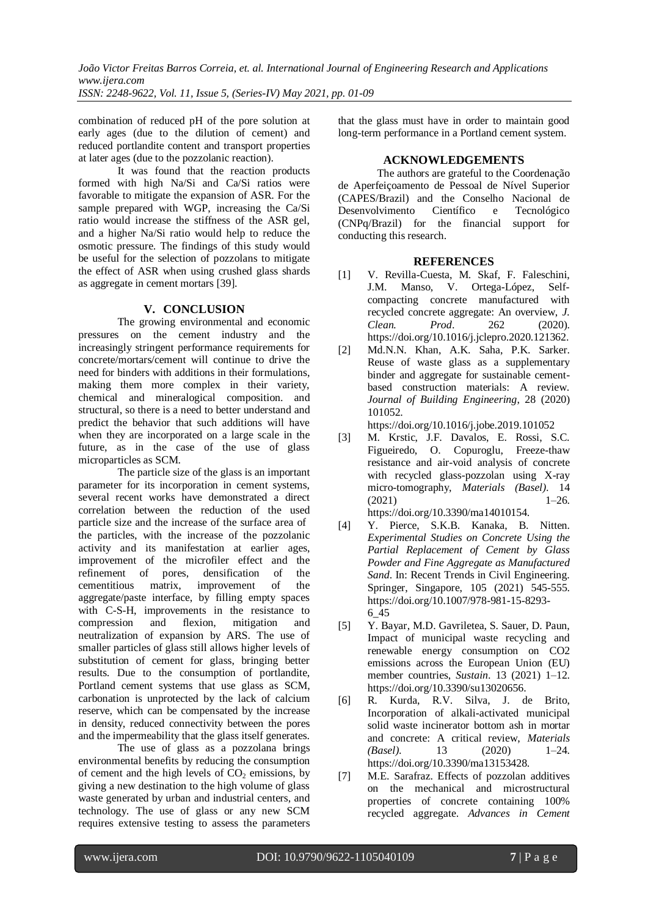combination of reduced pH of the pore solution at early ages (due to the dilution of cement) and reduced portlandite content and transport properties at later ages (due to the pozzolanic reaction).

It was found that the reaction products formed with high Na/Si and Ca/Si ratios were favorable to mitigate the expansion of ASR. For the sample prepared with WGP, increasing the Ca/Si ratio would increase the stiffness of the ASR gel, and a higher Na/Si ratio would help to reduce the osmotic pressure. The findings of this study would be useful for the selection of pozzolans to mitigate the effect of ASR when using crushed glass shards as aggregate in cement mortars [39].

## V. CONCLUSION

The growing environmental and economic pressures on the cement industry and the increasingly stringent performance requirements for concrete/mortars/cement will continue to drive the need for binders with additions in their formulations, making them more complex in their variety, chemical and mineralogical composition. and structural, so there is a need to better understand and predict the behavior that such additions will have when they are incorporated on a large scale in the future, as in the case of the use of glass microparticles as SCM.

The particle size of the glass is an important parameter for its incorporation in cement systems, several recent works have demonstrated a direct correlation between the reduction of the used particle size and the increase of the surface area of the particles, with the increase of the pozzolanic activity and its manifestation at earlier ages, improvement of the microfiler effect and the refinement of pores, densification of the cementitious matrix, improvement of the aggregate/paste interface, by filling empty spaces with C-S-H, improvements in the resistance to compression and flexion, mitigation and neutralization of expansion by ARS. The use of smaller particles of glass still allows higher levels of substitution of cement for glass, bringing better results. Due to the consumption of portlandite, Portland cement systems that use glass as SCM, carbonation is unprotected by the lack of calcium reserve, which can be compensated by the increase in density, reduced connectivity between the pores and the impermeability that the glass itself generates.

The use of glass as a pozzolana brings environmental benefits by reducing the consumption of cement and the high levels of $CO_2$ emissions, by giving a new destination to the high volume of glass waste generated by urban and industrial centers, and technology. The use of glass or any new SCM requires extensive testing to assess the parameters that the glass must have in order to maintain good long-term performance in a Portland cement system.

## ACKNOWLEDGEMENTS

The authors are grateful to the Coordenação de Aperfeiçoamento de Pessoal de Nível Superior (CAPES/Brazil) and the Conselho Nacional de Desenvolvimento Científico e Tecnológico (CNPq/Brazil) for the financial support for conducting this research.

## REFERENCES

[1] V. Revilla-Cuesta, M. Skaf, F. Faleschini, J.M. Manso, V. Ortega-López, Self-compacting concrete manufactured with recycled concrete aggregate: An overview, *J. Clean. Prod*. 262 (2020). https://doi.org/10.1016/j.jclepro.2020.121362.

[2] Md.N.N. Khan, A.K. Saha, P.K. Sarker. Reuse of waste glass as a supplementary binder and aggregate for sustainable cement-based construction materials: A review. *Journal of Building Engineering*, 28 (2020) 101052. https://doi.org/10.1016/j.jobe.2019.101052

[3] M. Krstic, J.F. Davalos, E. Rossi, S.C. Figueiredo, O. Copuroglu, Freeze-thaw resistance and air-void analysis of concrete with recycled glass-pozzolan using X-ray micro-tomography, *Materials (Basel)*. 14 (2021) 1–26. https://doi.org/10.3390/ma14010154.

[4] Y. Pierce, S.K.B. Kanaka, B. Nitten. *Experimental Studies on Concrete Using the Partial Replacement of Cement by Glass Powder and Fine Aggregate as Manufactured Sand*. In: Recent Trends in Civil Engineering. Springer, Singapore, 105 (2021) 545-555. https://doi.org/10.1007/978-981-15-8293-6_45

[5] Y. Bayar, M.D. Gavriletea, S. Sauer, D. Paun, Impact of municipal waste recycling and renewable energy consumption on CO2 emissions across the European Union (EU) member countries, *Sustain*. 13 (2021) 1–12. https://doi.org/10.3390/su13020656.

[6] R. Kurda, R.V. Silva, J. de Brito, Incorporation of alkali-activated municipal solid waste incinerator bottom ash in mortar and concrete: A critical review, *Materials (Basel)*. 13 (2020) 1–24. https://doi.org/10.3390/ma13153428.

[7] M.E. Sarafraz. Effects of pozzolan additives on the mechanical and microstructural properties of concrete containing 100% recycled aggregate. *Advances in Cement*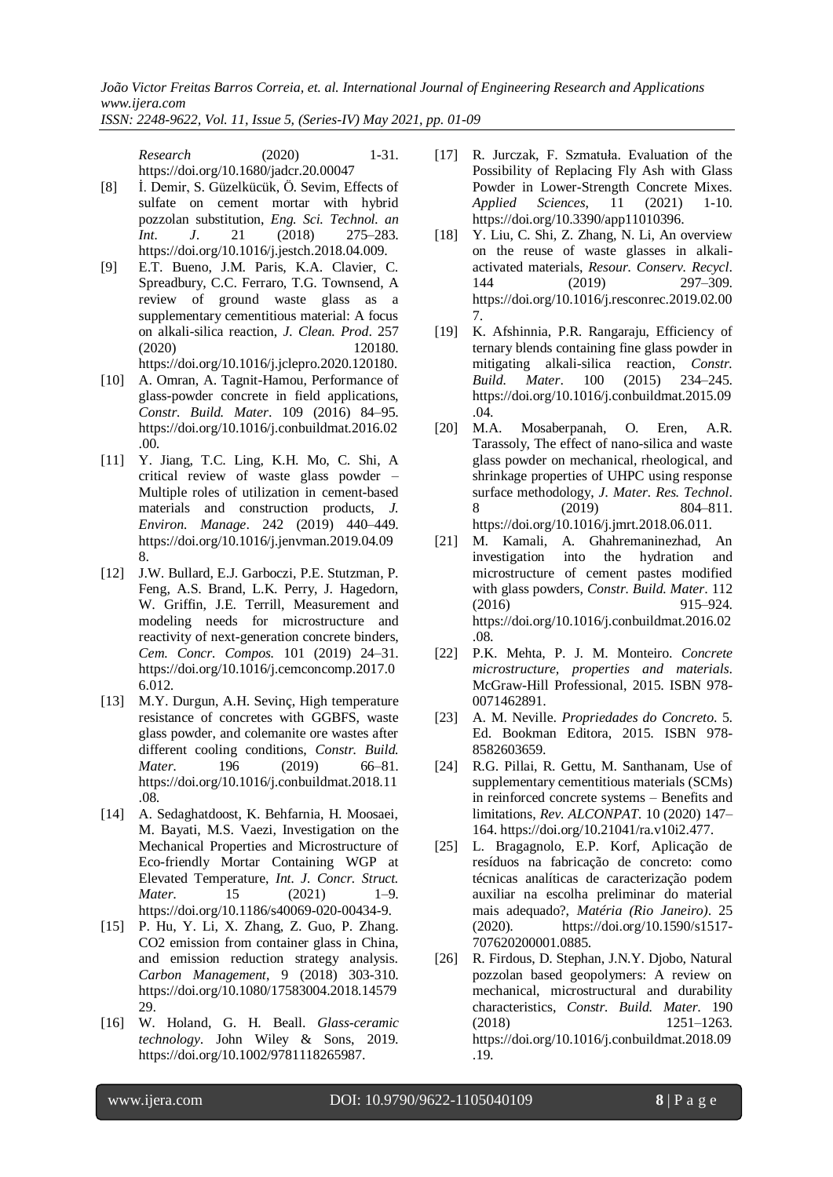*Research* (2020) 1-31. https://doi.org/10.1680/jadcr.20.00047

[8] İ. Demir, S. Güzelkücük, Ö. Sevim, Effects of sulfate on cement mortar with hybrid pozzolan substitution, *Eng. Sci. Technol. an Int. J*. 21 (2018) 275–283. https://doi.org/10.1016/j.jestch.2018.04.009.

[9] E.T. Bueno, J.M. Paris, K.A. Clavier, C. Spreadbury, C.C. Ferraro, T.G. Townsend, A review of ground waste glass as a supplementary cementitious material: A focus on alkali-silica reaction, *J. Clean. Prod*. 257 (2020) 120180. https://doi.org/10.1016/j.jclepro.2020.120180.

[10] A. Omran, A. Tagnit-Hamou, Performance of glass-powder concrete in field applications, *Constr. Build. Mater*. 109 (2016) 84–95. https://doi.org/10.1016/j.conbuildmat.2016.02.00.

[11] Y. Jiang, T.C. Ling, K.H. Mo, C. Shi, A critical review of waste glass powder – Multiple roles of utilization in cement-based materials and construction products, *J. Environ. Manage*. 242 (2019) 440–449. https://doi.org/10.1016/j.jenvman.2019.04.098.

[12] J.W. Bullard, E.J. Garboczi, P.E. Stutzman, P. Feng, A.S. Brand, L.K. Perry, J. Hagedorn, W. Griffin, J.E. Terrill, Measurement and modeling needs for microstructure and reactivity of next-generation concrete binders, *Cem. Concr. Compos.* 101 (2019) 24–31. https://doi.org/10.1016/j.cemconcomp.2017.06.012.

[13] M.Y. Durgun, A.H. Sevinç, High temperature resistance of concretes with GGBFS, waste glass powder, and colemanite ore wastes after different cooling conditions, *Constr. Build. Mater.* 196 (2019) 66–81. https://doi.org/10.1016/j.conbuildmat.2018.11.08.

[14] A. Sedaghatdoost, K. Behfarnia, H. Moosaei, M. Bayati, M.S. Vaezi, Investigation on the Mechanical Properties and Microstructure of Eco-friendly Mortar Containing WGP at Elevated Temperature, *Int. J. Concr. Struct. Mater.* 15 (2021) 1–9. https://doi.org/10.1186/s40069-020-00434-9.

[15] P. Hu, Y. Li, X. Zhang, Z. Guo, P. Zhang. CO2 emission from container glass in China, and emission reduction strategy analysis. *Carbon Management*, 9 (2018) 303-310. https://doi.org/10.1080/17583004.2018.1457929.

[16] W. Holand, G. H. Beall. *Glass-ceramic technology*. John Wiley & Sons, 2019. https://doi.org/10.1002/9781118265987.

[17] R. Jurczak, F. Szmatuła. Evaluation of the Possibility of Replacing Fly Ash with Glass Powder in Lower-Strength Concrete Mixes. *Applied Sciences*, 11 (2021) 1-10. https://doi.org/10.3390/app11010396.

[18] Y. Liu, C. Shi, Z. Zhang, N. Li, An overview on the reuse of waste glasses in alkali-activated materials, *Resour. Conserv. Recycl*. 144 (2019) 297–309. https://doi.org/10.1016/j.resconrec.2019.02.007.

[19] K. Afshinnia, P.R. Rangaraju, Efficiency of ternary blends containing fine glass powder in mitigating alkali-silica reaction, *Constr. Build. Mater*. 100 (2015) 234–245. https://doi.org/10.1016/j.conbuildmat.2015.09.04.

[20] M.A. Mosaberpanah, O. Eren, A.R. Tarassoly, The effect of nano-silica and waste glass powder on mechanical, rheological, and shrinkage properties of UHPC using response surface methodology, *J. Mater. Res. Technol*. 8 (2019) 804–811. https://doi.org/10.1016/j.jmrt.2018.06.011.

[21] M. Kamali, A. Ghahremaninezhad, An investigation into the hydration and microstructure of cement pastes modified with glass powders, *Constr. Build. Mater*. 112 (2016) 915–924. https://doi.org/10.1016/j.conbuildmat.2016.02.08.

[22] P.K. Mehta, P. J. M. Monteiro. *Concrete microstructure, properties and materials*. McGraw-Hill Professional, 2015. ISBN 978-0071462891.

[23] A. M. Neville. *Propriedades do Concreto*. 5. Ed. Bookman Editora, 2015. ISBN 978-8582603659.

[24] R.G. Pillai, R. Gettu, M. Santhanam, Use of supplementary cementitious materials (SCMs) in reinforced concrete systems – Benefits and limitations, *Rev. ALCONPAT*. 10 (2020) 147–164. https://doi.org/10.21041/ra.v10i2.477.

[25] L. Bragagnolo, E.P. Korf, Aplicação de resíduos na fabricação de concreto: como técnicas analíticas de caracterização podem auxiliar na escolha preliminar do material mais adequado?, *Matéria (Rio Janeiro)*. 25 (2020). https://doi.org/10.1590/s1517-707620200001.0885.

[26] R. Firdous, D. Stephan, J.N.Y. Djobo, Natural pozzolan based geopolymers: A review on mechanical, microstructural and durability characteristics, *Constr. Build. Mater.* 190 (2018) 1251–1263. https://doi.org/10.1016/j.conbuildmat.2018.09.19.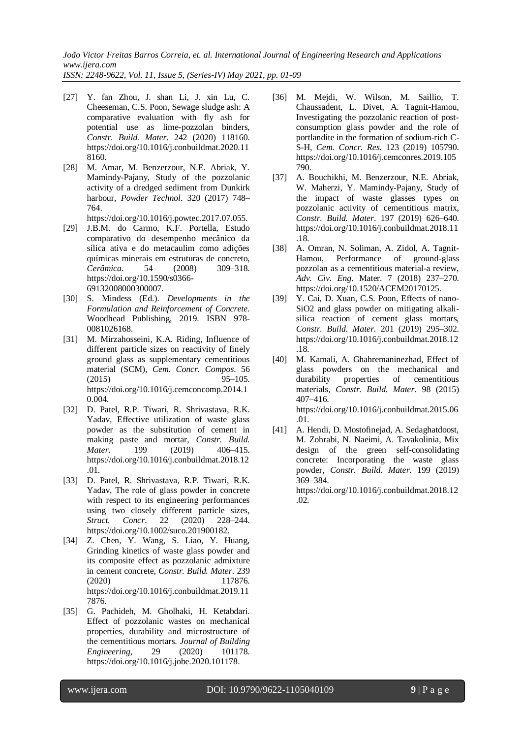[27] Y. fan Zhou, J. shan Li, J. xin Lu, C. Cheeseman, C.S. Poon, Sewage sludge ash: A comparative evaluation with fly ash for potential use as lime-pozzolan binders, *Constr. Build. Mater*. 242 (2020) 118160. https://doi.org/10.1016/j.conbuildmat.2020.118160.

[28] M. Amar, M. Benzerzour, N.E. Abriak, Y. Mamindy-Pajany, Study of the pozzolanic activity of a dredged sediment from Dunkirk harbour, *Powder Technol*. 320 (2017) 748–764. https://doi.org/10.1016/j.powtec.2017.07.055.

[29] J.B.M. do Carmo, K.F. Portella, Estudo comparativo do desempenho mecânico da sílica ativa e do metacaulim como adições químicas minerais em estruturas de concreto, *Cerâmica*. 54 (2008) 309–318. https://doi.org/10.1590/s0366-69132008000300007.

[30] S. Mindess (Ed.). *Developments in the Formulation and Reinforcement of Concrete*. Woodhead Publishing, 2019. ISBN 978-0081026168.

[31] M. Mirzahosseini, K.A. Riding, Influence of different particle sizes on reactivity of finely ground glass as supplementary cementitious material (SCM), *Cem. Concr. Compos*. 56 (2015) 95–105. https://doi.org/10.1016/j.cemconcomp.2014.10.004.

[32] D. Patel, R.P. Tiwari, R. Shrivastava, R.K. Yadav, Effective utilization of waste glass powder as the substitution of cement in making paste and mortar, *Constr. Build. Mater*. 199 (2019) 406–415. https://doi.org/10.1016/j.conbuildmat.2018.12.01.

[33] D. Patel, R. Shrivastava, R.P. Tiwari, R.K. Yadav, The role of glass powder in concrete with respect to its engineering performances using two closely different particle sizes, *Struct. Concr*. 22 (2020) 228–244. https://doi.org/10.1002/suco.201900182.

[34] Z. Chen, Y. Wang, S. Liao, Y. Huang, Grinding kinetics of waste glass powder and its composite effect as pozzolanic admixture in cement concrete, *Constr. Build. Mater*. 239 (2020) 117876. https://doi.org/10.1016/j.conbuildmat.2019.117876.

[35] G. Pachideh, M. Gholhaki, H. Ketabdari. Effect of pozzolanic wastes on mechanical properties, durability and microstructure of the cementitious mortars. *Journal of Building Engineering*, 29 (2020) 101178. https://doi.org/10.1016/j.jobe.2020.101178.

[36] M. Mejdi, W. Wilson, M. Saillio, T. Chaussadent, L. Divet, A. Tagnit-Hamou, Investigating the pozzolanic reaction of post-consumption glass powder and the role of portlandite in the formation of sodium-rich C-S-H, *Cem. Concr. Res*. 123 (2019) 105790. https://doi.org/10.1016/j.cemconres.2019.105790.

[37] A. Bouchikhi, M. Benzerzour, N.E. Abriak, W. Maherzi, Y. Mamindy-Pajany, Study of the impact of waste glasses types on pozzolanic activity of cementitious matrix, *Constr. Build. Mater*. 197 (2019) 626–640. https://doi.org/10.1016/j.conbuildmat.2018.11.18.

[38] A. Omran, N. Soliman, A. Zidol, A. Tagnit-Hamou, Performance of ground-glass pozzolan as a cementitious material-a review, *Adv. Civ. Eng*. Mater. 7 (2018) 237–270. https://doi.org/10.1520/ACEM20170125.

[39] Y. Cai, D. Xuan, C.S. Poon, Effects of nano-SiO2 and glass powder on mitigating alkali-silica reaction of cement glass mortars, *Constr. Build. Mater*. 201 (2019) 295–302. https://doi.org/10.1016/j.conbuildmat.2018.12.18.

[40] M. Kamali, A. Ghahremaninezhad, Effect of glass powders on the mechanical and durability properties of cementitious materials, *Constr. Build. Mater*. 98 (2015) 407–416. https://doi.org/10.1016/j.conbuildmat.2015.06.01.

[41] A. Hendi, D. Mostofinejad, A. Sedaghatdoost, M. Zohrabi, N. Naeimi, A. Tavakolinia, Mix design of the green self-consolidating concrete: Incorporating the waste glass powder, *Constr. Build. Mater*. 199 (2019) 369–384. https://doi.org/10.1016/j.conbuildmat.2018.12.02.